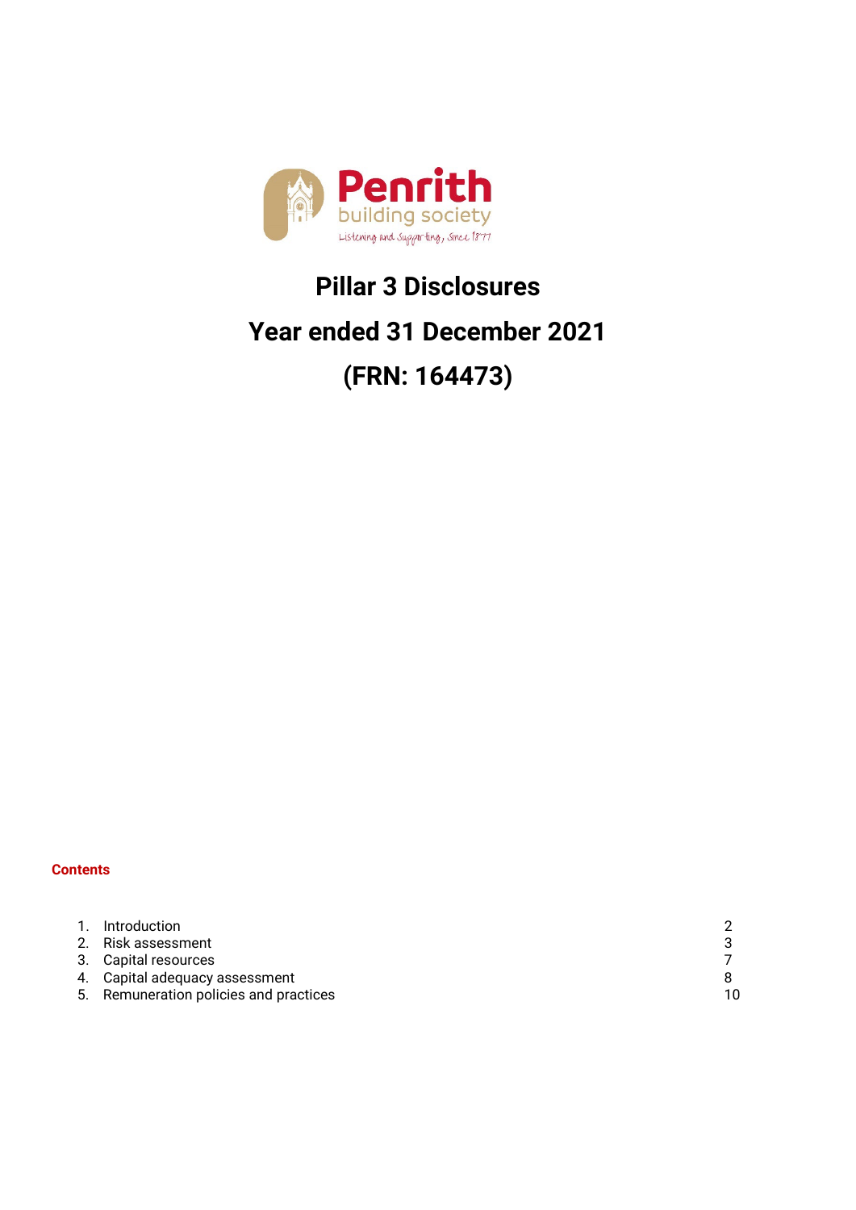Penrith building society

Listening and Supporting, Since 1877

# Pillar 3 Disclosures

# Year ended 31 December 2021

# (FRN: 164473)

**Contents**

| | | |
|---|---|---|
| 1. | Introduction | 2 |
| 2. | Risk assessment | 3 |
| 3. | Capital resources | 7 |
| 4. | Capital adequacy assessment | 8 |
| 5. | Remuneration policies and practices | 10 |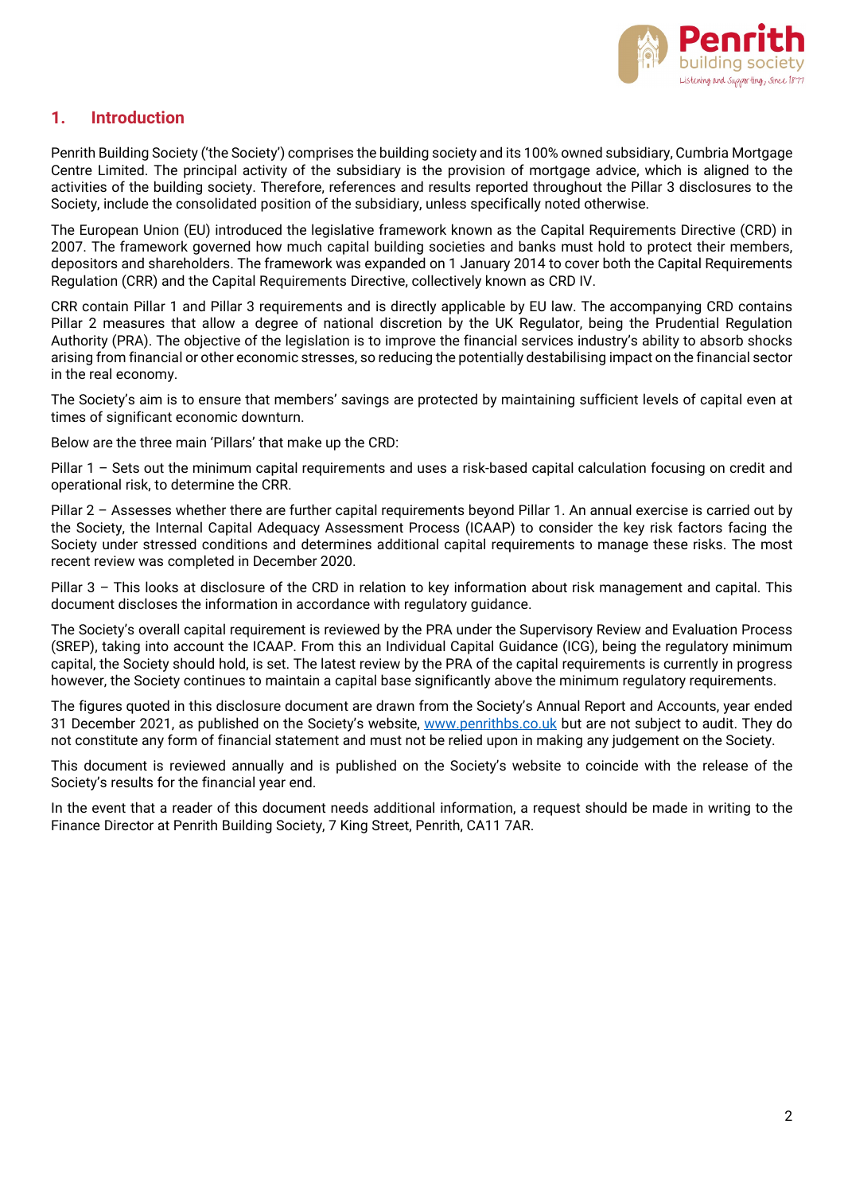## 1. Introduction

Penrith Building Society ('the Society') comprises the building society and its 100% owned subsidiary, Cumbria Mortgage Centre Limited. The principal activity of the subsidiary is the provision of mortgage advice, which is aligned to the activities of the building society. Therefore, references and results reported throughout the Pillar 3 disclosures to the Society, include the consolidated position of the subsidiary, unless specifically noted otherwise.

The European Union (EU) introduced the legislative framework known as the Capital Requirements Directive (CRD) in 2007. The framework governed how much capital building societies and banks must hold to protect their members, depositors and shareholders. The framework was expanded on 1 January 2014 to cover both the Capital Requirements Regulation (CRR) and the Capital Requirements Directive, collectively known as CRD IV.

CRR contain Pillar 1 and Pillar 3 requirements and is directly applicable by EU law. The accompanying CRD contains Pillar 2 measures that allow a degree of national discretion by the UK Regulator, being the Prudential Regulation Authority (PRA). The objective of the legislation is to improve the financial services industry's ability to absorb shocks arising from financial or other economic stresses, so reducing the potentially destabilising impact on the financial sector in the real economy.

The Society's aim is to ensure that members' savings are protected by maintaining sufficient levels of capital even at times of significant economic downturn.

Below are the three main 'Pillars' that make up the CRD:

Pillar 1 – Sets out the minimum capital requirements and uses a risk-based capital calculation focusing on credit and operational risk, to determine the CRR.

Pillar 2 – Assesses whether there are further capital requirements beyond Pillar 1. An annual exercise is carried out by the Society, the Internal Capital Adequacy Assessment Process (ICAAP) to consider the key risk factors facing the Society under stressed conditions and determines additional capital requirements to manage these risks. The most recent review was completed in December 2020.

Pillar 3 – This looks at disclosure of the CRD in relation to key information about risk management and capital. This document discloses the information in accordance with regulatory guidance.

The Society's overall capital requirement is reviewed by the PRA under the Supervisory Review and Evaluation Process (SREP), taking into account the ICAAP. From this an Individual Capital Guidance (ICG), being the regulatory minimum capital, the Society should hold, is set. The latest review by the PRA of the capital requirements is currently in progress however, the Society continues to maintain a capital base significantly above the minimum regulatory requirements.

The figures quoted in this disclosure document are drawn from the Society's Annual Report and Accounts, year ended 31 December 2021, as published on the Society's website, [www.penrithbs.co.uk](http://www.penrithbs.co.uk) but are not subject to audit. They do not constitute any form of financial statement and must not be relied upon in making any judgement on the Society.

This document is reviewed annually and is published on the Society's website to coincide with the release of the Society's results for the financial year end.

In the event that a reader of this document needs additional information, a request should be made in writing to the Finance Director at Penrith Building Society, 7 King Street, Penrith, CA11 7AR.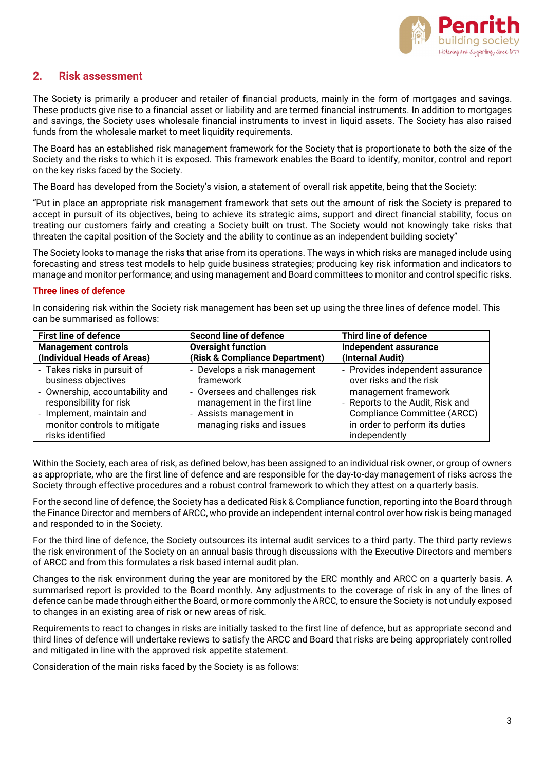## 2. Risk assessment

The Society is primarily a producer and retailer of financial products, mainly in the form of mortgages and savings. These products give rise to a financial asset or liability and are termed financial instruments. In addition to mortgages and savings, the Society uses wholesale financial instruments to invest in liquid assets. The Society has also raised funds from the wholesale market to meet liquidity requirements.

The Board has an established risk management framework for the Society that is proportionate to both the size of the Society and the risks to which it is exposed. This framework enables the Board to identify, monitor, control and report on the key risks faced by the Society.

The Board has developed from the Society's vision, a statement of overall risk appetite, being that the Society:

"Put in place an appropriate risk management framework that sets out the amount of risk the Society is prepared to accept in pursuit of its objectives, being to achieve its strategic aims, support and direct financial stability, focus on treating our customers fairly and creating a Society built on trust. The Society would not knowingly take risks that threaten the capital position of the Society and the ability to continue as an independent building society"

The Society looks to manage the risks that arise from its operations. The ways in which risks are managed include using forecasting and stress test models to help guide business strategies; producing key risk information and indicators to manage and monitor performance; and using management and Board committees to monitor and control specific risks.

### Three lines of defence

In considering risk within the Society risk management has been set up using the three lines of defence model. This can be summarised as follows:

| First line of defence | Second line of defence | Third line of defence |
|---|---|---|
| **Management controls (Individual Heads of Areas)** | **Oversight function (Risk & Compliance Department)** | **Independent assurance (Internal Audit)** |
| - Takes risks in pursuit of business objectives<br>- Ownership, accountability and responsibility for risk<br>- Implement, maintain and monitor controls to mitigate risks identified | - Develops a risk management framework<br>- Oversees and challenges risk management in the first line<br>- Assists management in managing risks and issues | - Provides independent assurance over risks and the risk management framework<br>- Reports to the Audit, Risk and Compliance Committee (ARCC) in order to perform its duties independently |

Within the Society, each area of risk, as defined below, has been assigned to an individual risk owner, or group of owners as appropriate, who are the first line of defence and are responsible for the day-to-day management of risks across the Society through effective procedures and a robust control framework to which they attest on a quarterly basis.

For the second line of defence, the Society has a dedicated Risk & Compliance function, reporting into the Board through the Finance Director and members of ARCC, who provide an independent internal control over how risk is being managed and responded to in the Society.

For the third line of defence, the Society outsources its internal audit services to a third party. The third party reviews the risk environment of the Society on an annual basis through discussions with the Executive Directors and members of ARCC and from this formulates a risk based internal audit plan.

Changes to the risk environment during the year are monitored by the ERC monthly and ARCC on a quarterly basis. A summarised report is provided to the Board monthly. Any adjustments to the coverage of risk in any of the lines of defence can be made through either the Board, or more commonly the ARCC, to ensure the Society is not unduly exposed to changes in an existing area of risk or new areas of risk.

Requirements to react to changes in risks are initially tasked to the first line of defence, but as appropriate second and third lines of defence will undertake reviews to satisfy the ARCC and Board that risks are being appropriately controlled and mitigated in line with the approved risk appetite statement.

Consideration of the main risks faced by the Society is as follows: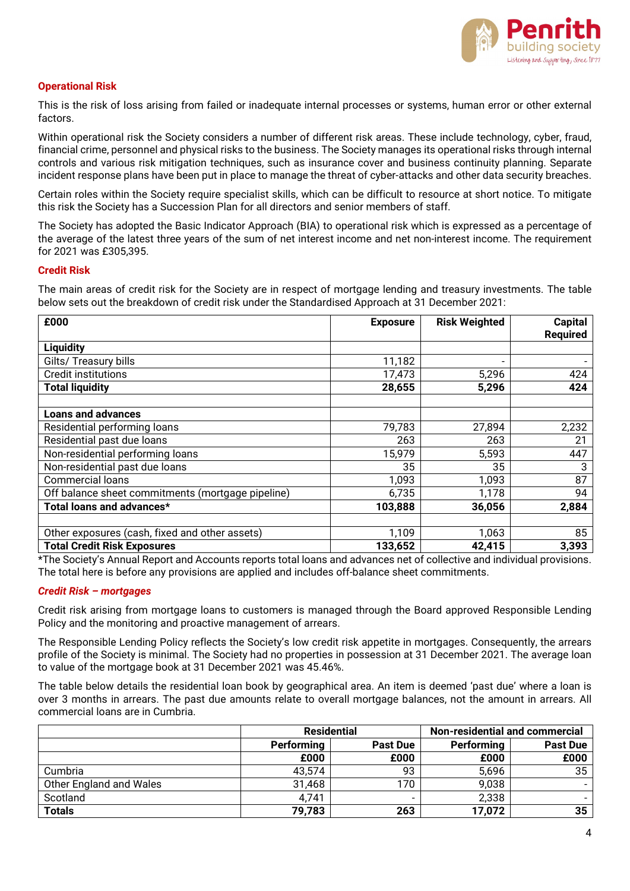### Operational Risk

This is the risk of loss arising from failed or inadequate internal processes or systems, human error or other external factors.

Within operational risk the Society considers a number of different risk areas. These include technology, cyber, fraud, financial crime, personnel and physical risks to the business. The Society manages its operational risks through internal controls and various risk mitigation techniques, such as insurance cover and business continuity planning. Separate incident response plans have been put in place to manage the threat of cyber-attacks and other data security breaches.

Certain roles within the Society require specialist skills, which can be difficult to resource at short notice. To mitigate this risk the Society has a Succession Plan for all directors and senior members of staff.

The Society has adopted the Basic Indicator Approach (BIA) to operational risk which is expressed as a percentage of the average of the latest three years of the sum of net interest income and net non-interest income. The requirement for 2021 was £305,395.

### Credit Risk

The main areas of credit risk for the Society are in respect of mortgage lending and treasury investments. The table below sets out the breakdown of credit risk under the Standardised Approach at 31 December 2021:

| £000 | Exposure | Risk Weighted | Capital Required |
|---|---|---|---|
| **Liquidity** | | | |
| Gilts/ Treasury bills | 11,182 | - | - |
| Credit institutions | 17,473 | 5,296 | 424 |
| **Total liquidity** | **28,655** | **5,296** | **424** |
| | | | |
| **Loans and advances** | | | |
| Residential performing loans | 79,783 | 27,894 | 2,232 |
| Residential past due loans | 263 | 263 | 21 |
| Non-residential performing loans | 15,979 | 5,593 | 447 |
| Non-residential past due loans | 35 | 35 | 3 |
| Commercial loans | 1,093 | 1,093 | 87 |
| Off balance sheet commitments (mortgage pipeline) | 6,735 | 1,178 | 94 |
| **Total loans and advances*** | **103,888** | **36,056** | **2,884** |
| | | | |
| Other exposures (cash, fixed and other assets) | 1,109 | 1,063 | 85 |
| **Total Credit Risk Exposures** | **133,652** | **42,415** | **3,393** |

*The Society's Annual Report and Accounts reports total loans and advances net of collective and individual provisions. The total here is before any provisions are applied and includes off-balance sheet commitments.

### *Credit Risk – mortgages*

Credit risk arising from mortgage loans to customers is managed through the Board approved Responsible Lending Policy and the monitoring and proactive management of arrears.

The Responsible Lending Policy reflects the Society's low credit risk appetite in mortgages. Consequently, the arrears profile of the Society is minimal. The Society had no properties in possession at 31 December 2021. The average loan to value of the mortgage book at 31 December 2021 was 45.46%.

The table below details the residential loan book by geographical area. An item is deemed 'past due' where a loan is over 3 months in arrears. The past due amounts relate to overall mortgage balances, not the amount in arrears. All commercial loans are in Cumbria.

| | Residential | | Non-residential and commercial | |
|---|---|---|---|---|
| | **Performing** | **Past Due** | **Performing** | **Past Due** |
| | **£000** | **£000** | **£000** | **£000** |
| Cumbria | 43,574 | 93 | 5,696 | 35 |
| Other England and Wales | 31,468 | 170 | 9,038 | - |
| Scotland | 4,741 | - | 2,338 | - |
| **Totals** | **79,783** | **263** | **17,072** | **35** |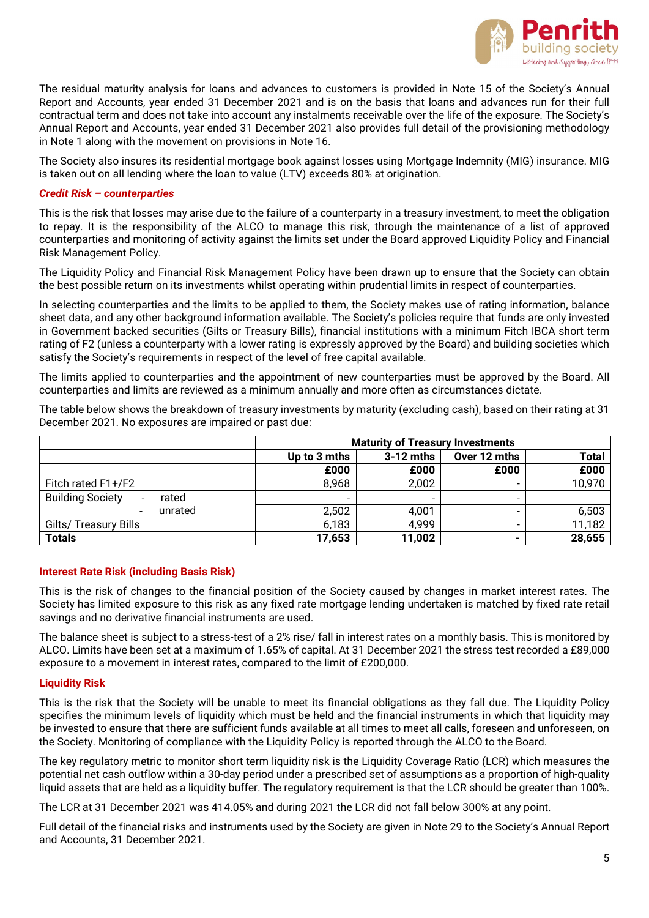The residual maturity analysis for loans and advances to customers is provided in Note 15 of the Society's Annual Report and Accounts, year ended 31 December 2021 and is on the basis that loans and advances run for their full contractual term and does not take into account any instalments receivable over the life of the exposure. The Society's Annual Report and Accounts, year ended 31 December 2021 also provides full detail of the provisioning methodology in Note 1 along with the movement on provisions in Note 16.

The Society also insures its residential mortgage book against losses using Mortgage Indemnity (MIG) insurance. MIG is taken out on all lending where the loan to value (LTV) exceeds 80% at origination.

***Credit Risk – counterparties***

This is the risk that losses may arise due to the failure of a counterparty in a treasury investment, to meet the obligation to repay. It is the responsibility of the ALCO to manage this risk, through the maintenance of a list of approved counterparties and monitoring of activity against the limits set under the Board approved Liquidity Policy and Financial Risk Management Policy.

The Liquidity Policy and Financial Risk Management Policy have been drawn up to ensure that the Society can obtain the best possible return on its investments whilst operating within prudential limits in respect of counterparties.

In selecting counterparties and the limits to be applied to them, the Society makes use of rating information, balance sheet data, and any other background information available. The Society's policies require that funds are only invested in Government backed securities (Gilts or Treasury Bills), financial institutions with a minimum Fitch IBCA short term rating of F2 (unless a counterparty with a lower rating is expressly approved by the Board) and building societies which satisfy the Society's requirements in respect of the level of free capital available.

The limits applied to counterparties and the appointment of new counterparties must be approved by the Board. All counterparties and limits are reviewed as a minimum annually and more often as circumstances dictate.

The table below shows the breakdown of treasury investments by maturity (excluding cash), based on their rating at 31 December 2021. No exposures are impaired or past due:

| | **Maturity of Treasury Investments** | | | |
|---|---|---|---|---|
| | **Up to 3 mths** | **3-12 mths** | **Over 12 mths** | **Total** |
| | **£000** | **£000** | **£000** | **£000** |
| Fitch rated F1+/F2 | 8,968 | 2,002 | - | 10,970 |
| Building Society - rated | - | - | - | |
| - unrated | 2,502 | 4,001 | - | 6,503 |
| Gilts/ Treasury Bills | 6,183 | 4,999 | - | 11,182 |
| **Totals** | **17,653** | **11,002** | **-** | **28,655** |

**Interest Rate Risk (including Basis Risk)**

This is the risk of changes to the financial position of the Society caused by changes in market interest rates. The Society has limited exposure to this risk as any fixed rate mortgage lending undertaken is matched by fixed rate retail savings and no derivative financial instruments are used.

The balance sheet is subject to a stress-test of a 2% rise/ fall in interest rates on a monthly basis. This is monitored by ALCO. Limits have been set at a maximum of 1.65% of capital. At 31 December 2021 the stress test recorded a £89,000 exposure to a movement in interest rates, compared to the limit of £200,000.

**Liquidity Risk**

This is the risk that the Society will be unable to meet its financial obligations as they fall due. The Liquidity Policy specifies the minimum levels of liquidity which must be held and the financial instruments in which that liquidity may be invested to ensure that there are sufficient funds available at all times to meet all calls, foreseen and unforeseen, on the Society. Monitoring of compliance with the Liquidity Policy is reported through the ALCO to the Board.

The key regulatory metric to monitor short term liquidity risk is the Liquidity Coverage Ratio (LCR) which measures the potential net cash outflow within a 30-day period under a prescribed set of assumptions as a proportion of high-quality liquid assets that are held as a liquidity buffer. The regulatory requirement is that the LCR should be greater than 100%.

The LCR at 31 December 2021 was 414.05% and during 2021 the LCR did not fall below 300% at any point.

Full detail of the financial risks and instruments used by the Society are given in Note 29 to the Society's Annual Report and Accounts, 31 December 2021.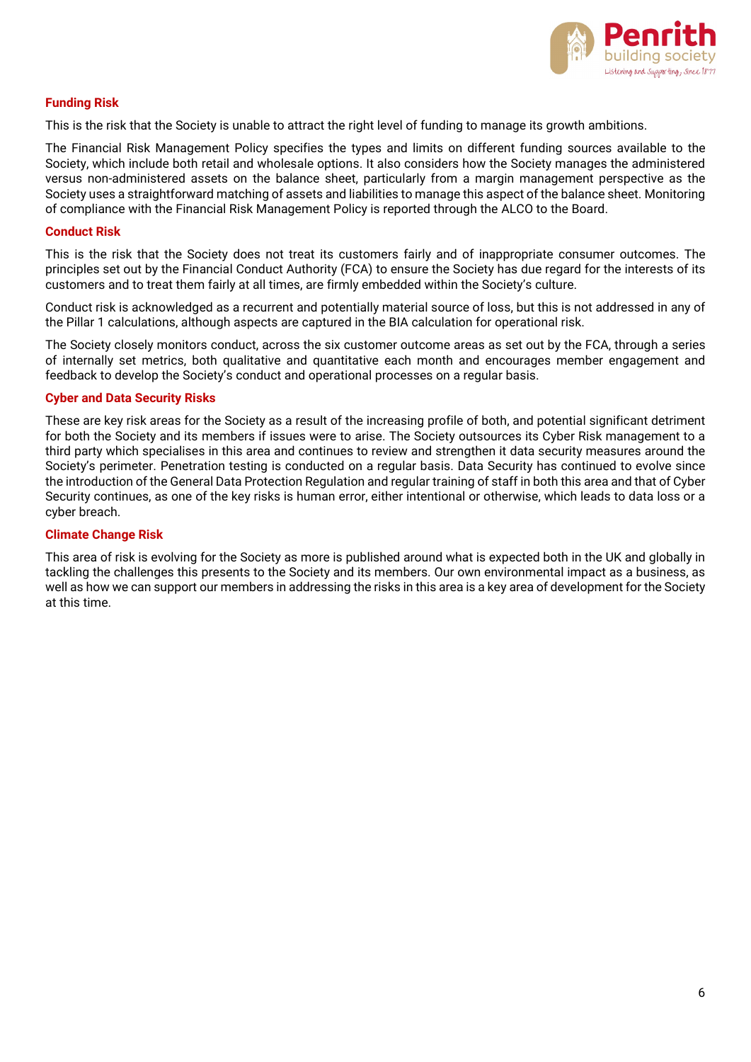### Funding Risk

This is the risk that the Society is unable to attract the right level of funding to manage its growth ambitions.

The Financial Risk Management Policy specifies the types and limits on different funding sources available to the Society, which include both retail and wholesale options. It also considers how the Society manages the administered versus non-administered assets on the balance sheet, particularly from a margin management perspective as the Society uses a straightforward matching of assets and liabilities to manage this aspect of the balance sheet. Monitoring of compliance with the Financial Risk Management Policy is reported through the ALCO to the Board.

### Conduct Risk

This is the risk that the Society does not treat its customers fairly and of inappropriate consumer outcomes. The principles set out by the Financial Conduct Authority (FCA) to ensure the Society has due regard for the interests of its customers and to treat them fairly at all times, are firmly embedded within the Society's culture.

Conduct risk is acknowledged as a recurrent and potentially material source of loss, but this is not addressed in any of the Pillar 1 calculations, although aspects are captured in the BIA calculation for operational risk.

The Society closely monitors conduct, across the six customer outcome areas as set out by the FCA, through a series of internally set metrics, both qualitative and quantitative each month and encourages member engagement and feedback to develop the Society's conduct and operational processes on a regular basis.

### Cyber and Data Security Risks

These are key risk areas for the Society as a result of the increasing profile of both, and potential significant detriment for both the Society and its members if issues were to arise. The Society outsources its Cyber Risk management to a third party which specialises in this area and continues to review and strengthen it data security measures around the Society's perimeter. Penetration testing is conducted on a regular basis. Data Security has continued to evolve since the introduction of the General Data Protection Regulation and regular training of staff in both this area and that of Cyber Security continues, as one of the key risks is human error, either intentional or otherwise, which leads to data loss or a cyber breach.

### Climate Change Risk

This area of risk is evolving for the Society as more is published around what is expected both in the UK and globally in tackling the challenges this presents to the Society and its members. Our own environmental impact as a business, as well as how we can support our members in addressing the risks in this area is a key area of development for the Society at this time.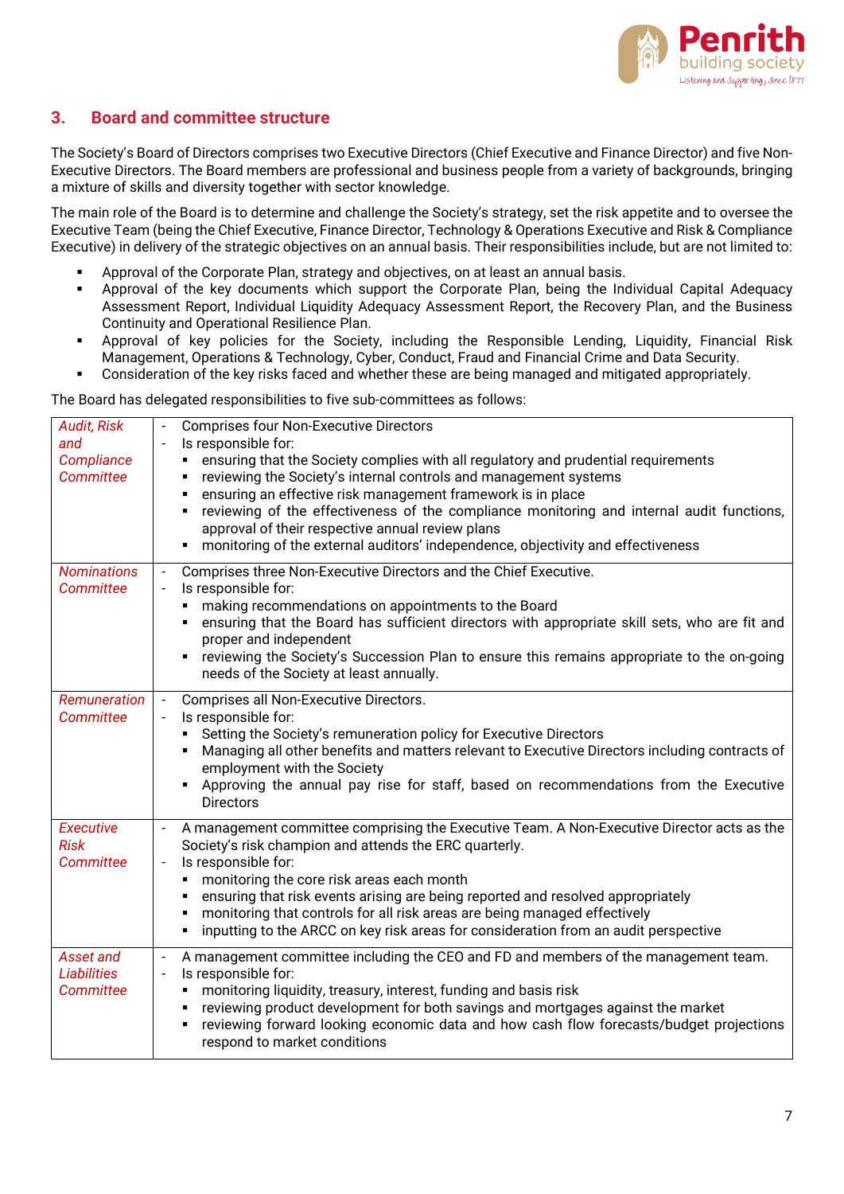## 3. Board and committee structure

The Society's Board of Directors comprises two Executive Directors (Chief Executive and Finance Director) and five Non-Executive Directors. The Board members are professional and business people from a variety of backgrounds, bringing a mixture of skills and diversity together with sector knowledge.

The main role of the Board is to determine and challenge the Society's strategy, set the risk appetite and to oversee the Executive Team (being the Chief Executive, Finance Director, Technology & Operations Executive and Risk & Compliance Executive) in delivery of the strategic objectives on an annual basis. Their responsibilities include, but are not limited to:

- Approval of the Corporate Plan, strategy and objectives, on at least an annual basis.
- Approval of the key documents which support the Corporate Plan, being the Individual Capital Adequacy Assessment Report, Individual Liquidity Adequacy Assessment Report, the Recovery Plan, and the Business Continuity and Operational Resilience Plan.
- Approval of key policies for the Society, including the Responsible Lending, Liquidity, Financial Risk Management, Operations & Technology, Cyber, Conduct, Fraud and Financial Crime and Data Security.
- Consideration of the key risks faced and whether these are being managed and mitigated appropriately.

The Board has delegated responsibilities to five sub-committees as follows:

| Committee | Details |
|---|---|
| *Audit, Risk and Compliance Committee* | - Comprises four Non-Executive Directors<br>- Is responsible for:<br>▪ ensuring that the Society complies with all regulatory and prudential requirements<br>▪ reviewing the Society's internal controls and management systems<br>▪ ensuring an effective risk management framework is in place<br>▪ reviewing of the effectiveness of the compliance monitoring and internal audit functions, approval of their respective annual review plans<br>▪ monitoring of the external auditors' independence, objectivity and effectiveness |
| *Nominations Committee* | - Comprises three Non-Executive Directors and the Chief Executive.<br>- Is responsible for:<br>▪ making recommendations on appointments to the Board<br>▪ ensuring that the Board has sufficient directors with appropriate skill sets, who are fit and proper and independent<br>▪ reviewing the Society's Succession Plan to ensure this remains appropriate to the on-going needs of the Society at least annually. |
| *Remuneration Committee* | - Comprises all Non-Executive Directors.<br>- Is responsible for:<br>▪ Setting the Society's remuneration policy for Executive Directors<br>▪ Managing all other benefits and matters relevant to Executive Directors including contracts of employment with the Society<br>▪ Approving the annual pay rise for staff, based on recommendations from the Executive Directors |
| *Executive Risk Committee* | - A management committee comprising the Executive Team. A Non-Executive Director acts as the Society's risk champion and attends the ERC quarterly.<br>- Is responsible for:<br>▪ monitoring the core risk areas each month<br>▪ ensuring that risk events arising are being reported and resolved appropriately<br>▪ monitoring that controls for all risk areas are being managed effectively<br>▪ inputting to the ARCC on key risk areas for consideration from an audit perspective |
| *Asset and Liabilities Committee* | - A management committee including the CEO and FD and members of the management team.<br>- Is responsible for:<br>▪ monitoring liquidity, treasury, interest, funding and basis risk<br>▪ reviewing product development for both savings and mortgages against the market<br>▪ reviewing forward looking economic data and how cash flow forecasts/budget projections respond to market conditions |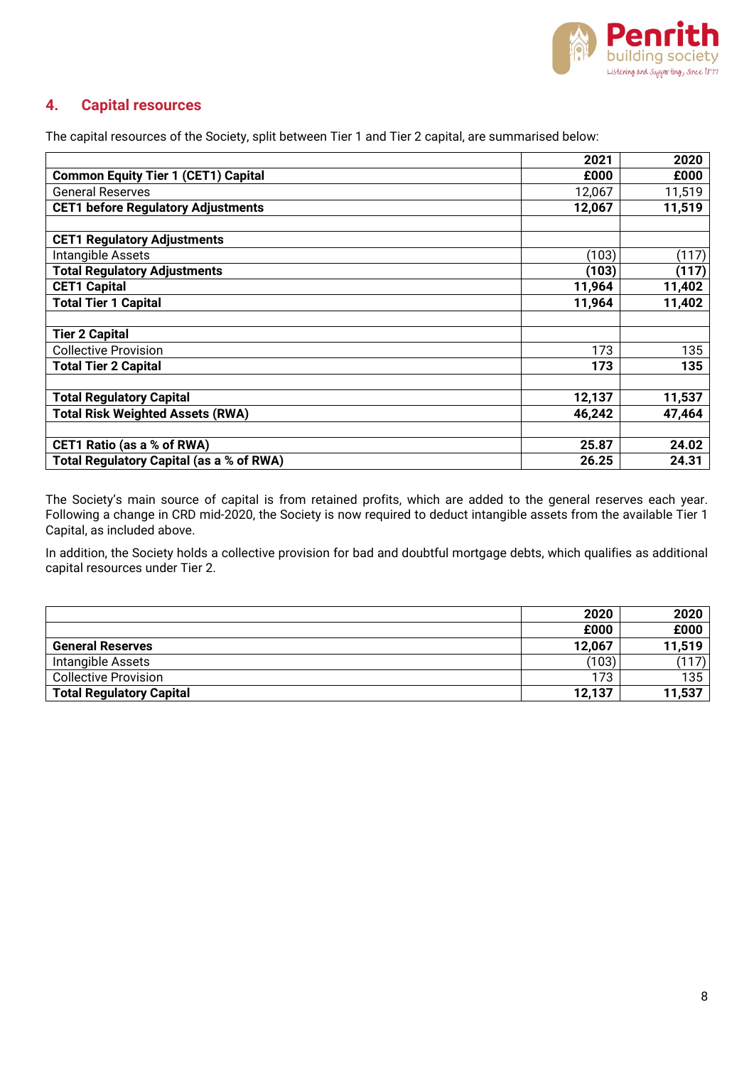## 4. Capital resources

The capital resources of the Society, split between Tier 1 and Tier 2 capital, are summarised below:

| | 2021 | 2020 |
|---|---|---|
| **Common Equity Tier 1 (CET1) Capital** | **£000** | **£000** |
| General Reserves | 12,067 | 11,519 |
| **CET1 before Regulatory Adjustments** | **12,067** | **11,519** |
| | | |
| **CET1 Regulatory Adjustments** | | |
| Intangible Assets | (103) | (117) |
| **Total Regulatory Adjustments** | **(103)** | **(117)** |
| **CET1 Capital** | **11,964** | **11,402** |
| **Total Tier 1 Capital** | **11,964** | **11,402** |
| | | |
| **Tier 2 Capital** | | |
| Collective Provision | 173 | 135 |
| **Total Tier 2 Capital** | **173** | **135** |
| | | |
| **Total Regulatory Capital** | **12,137** | **11,537** |
| **Total Risk Weighted Assets (RWA)** | **46,242** | **47,464** |
| | | |
| **CET1 Ratio (as a % of RWA)** | **25.87** | **24.02** |
| **Total Regulatory Capital (as a % of RWA)** | **26.25** | **24.31** |

The Society's main source of capital is from retained profits, which are added to the general reserves each year. Following a change in CRD mid-2020, the Society is now required to deduct intangible assets from the available Tier 1 Capital, as included above.

In addition, the Society holds a collective provision for bad and doubtful mortgage debts, which qualifies as additional capital resources under Tier 2.

| | 2020 | 2020 |
|---|---|---|
| | **£000** | **£000** |
| **General Reserves** | **12,067** | **11,519** |
| Intangible Assets | (103) | (117) |
| Collective Provision | 173 | 135 |
| **Total Regulatory Capital** | **12,137** | **11,537** |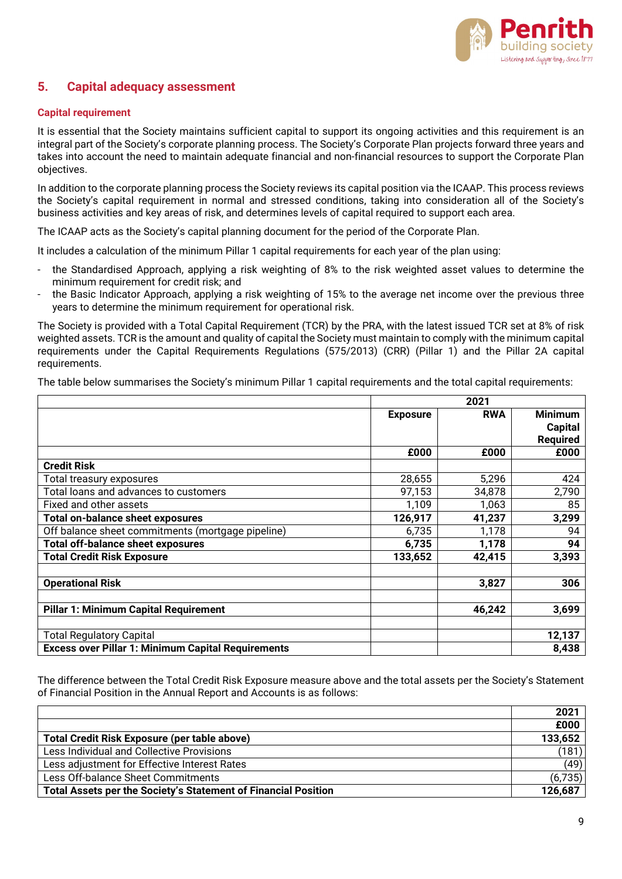## 5. Capital adequacy assessment

### Capital requirement

It is essential that the Society maintains sufficient capital to support its ongoing activities and this requirement is an integral part of the Society's corporate planning process. The Society's Corporate Plan projects forward three years and takes into account the need to maintain adequate financial and non-financial resources to support the Corporate Plan objectives.

In addition to the corporate planning process the Society reviews its capital position via the ICAAP. This process reviews the Society's capital requirement in normal and stressed conditions, taking into consideration all of the Society's business activities and key areas of risk, and determines levels of capital required to support each area.

The ICAAP acts as the Society's capital planning document for the period of the Corporate Plan.

It includes a calculation of the minimum Pillar 1 capital requirements for each year of the plan using:

- the Standardised Approach, applying a risk weighting of 8% to the risk weighted asset values to determine the minimum requirement for credit risk; and
- the Basic Indicator Approach, applying a risk weighting of 15% to the average net income over the previous three years to determine the minimum requirement for operational risk.

The Society is provided with a Total Capital Requirement (TCR) by the PRA, with the latest issued TCR set at 8% of risk weighted assets. TCR is the amount and quality of capital the Society must maintain to comply with the minimum capital requirements under the Capital Requirements Regulations (575/2013) (CRR) (Pillar 1) and the Pillar 2A capital requirements.

The table below summarises the Society's minimum Pillar 1 capital requirements and the total capital requirements:

| | 2021 | | |
|---|---|---|---|
| | **Exposure** | **RWA** | **Minimum Capital Required** |
| | **£000** | **£000** | **£000** |
| **Credit Risk** | | | |
| Total treasury exposures | 28,655 | 5,296 | 424 |
| Total loans and advances to customers | 97,153 | 34,878 | 2,790 |
| Fixed and other assets | 1,109 | 1,063 | 85 |
| **Total on-balance sheet exposures** | **126,917** | **41,237** | **3,299** |
| Off balance sheet commitments (mortgage pipeline) | 6,735 | 1,178 | 94 |
| **Total off-balance sheet exposures** | **6,735** | **1,178** | **94** |
| **Total Credit Risk Exposure** | **133,652** | **42,415** | **3,393** |
| | | | |
| **Operational Risk** | | **3,827** | **306** |
| | | | |
| **Pillar 1: Minimum Capital Requirement** | | **46,242** | **3,699** |
| | | | |
| Total Regulatory Capital | | | **12,137** |
| **Excess over Pillar 1: Minimum Capital Requirements** | | | **8,438** |

The difference between the Total Credit Risk Exposure measure above and the total assets per the Society's Statement of Financial Position in the Annual Report and Accounts is as follows:

| | 2021 |
|---|---|
| | **£000** |
| **Total Credit Risk Exposure (per table above)** | **133,652** |
| Less Individual and Collective Provisions | (181) |
| Less adjustment for Effective Interest Rates | (49) |
| Less Off-balance Sheet Commitments | (6,735) |
| **Total Assets per the Society's Statement of Financial Position** | **126,687** |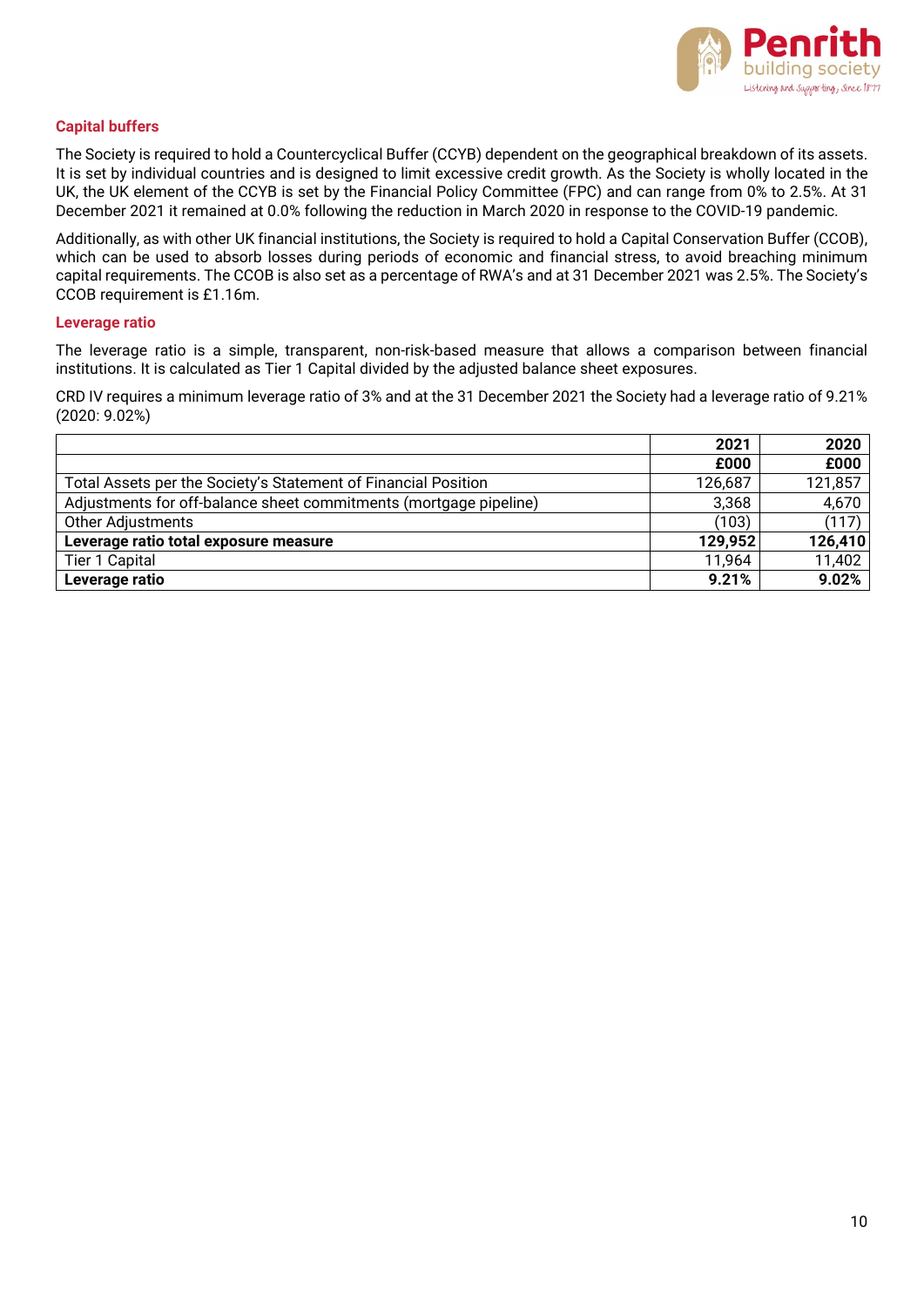## Capital buffers

The Society is required to hold a Countercyclical Buffer (CCYB) dependent on the geographical breakdown of its assets. It is set by individual countries and is designed to limit excessive credit growth. As the Society is wholly located in the UK, the UK element of the CCYB is set by the Financial Policy Committee (FPC) and can range from 0% to 2.5%. At 31 December 2021 it remained at 0.0% following the reduction in March 2020 in response to the COVID-19 pandemic.

Additionally, as with other UK financial institutions, the Society is required to hold a Capital Conservation Buffer (CCOB), which can be used to absorb losses during periods of economic and financial stress, to avoid breaching minimum capital requirements. The CCOB is also set as a percentage of RWA's and at 31 December 2021 was 2.5%. The Society's CCOB requirement is £1.16m.

## Leverage ratio

The leverage ratio is a simple, transparent, non-risk-based measure that allows a comparison between financial institutions. It is calculated as Tier 1 Capital divided by the adjusted balance sheet exposures.

CRD IV requires a minimum leverage ratio of 3% and at the 31 December 2021 the Society had a leverage ratio of 9.21% (2020: 9.02%)

| | **2021** | **2020** |
|---|---|---|
| | **£000** | **£000** |
| Total Assets per the Society's Statement of Financial Position | 126,687 | 121,857 |
| Adjustments for off-balance sheet commitments (mortgage pipeline) | 3,368 | 4,670 |
| Other Adjustments | (103) | (117) |
| **Leverage ratio total exposure measure** | **129,952** | **126,410** |
| Tier 1 Capital | 11,964 | 11,402 |
| **Leverage ratio** | **9.21%** | **9.02%** |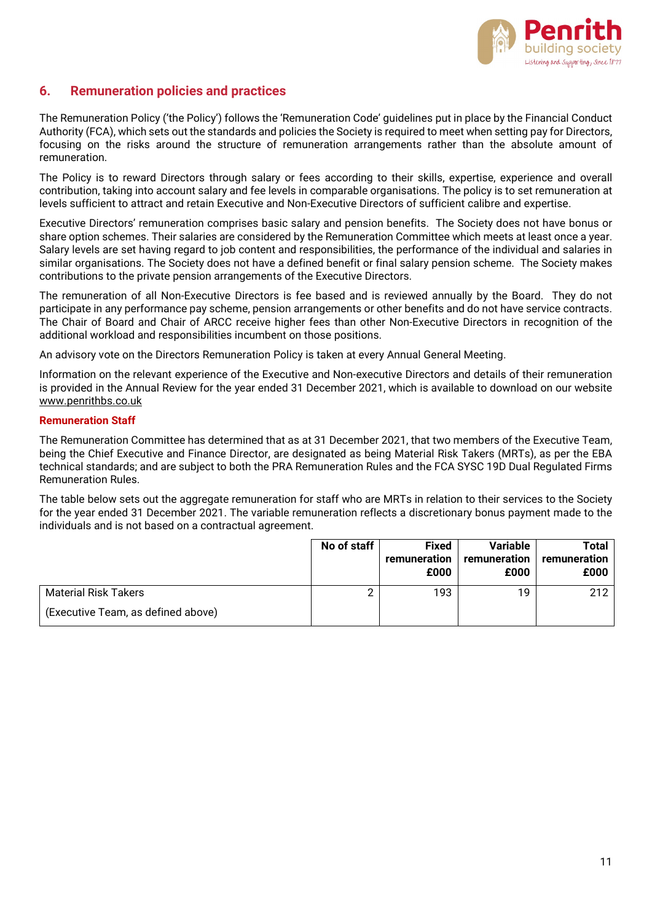## 6. Remuneration policies and practices

The Remuneration Policy ('the Policy') follows the 'Remuneration Code' guidelines put in place by the Financial Conduct Authority (FCA), which sets out the standards and policies the Society is required to meet when setting pay for Directors, focusing on the risks around the structure of remuneration arrangements rather than the absolute amount of remuneration.

The Policy is to reward Directors through salary or fees according to their skills, expertise, experience and overall contribution, taking into account salary and fee levels in comparable organisations. The policy is to set remuneration at levels sufficient to attract and retain Executive and Non-Executive Directors of sufficient calibre and expertise.

Executive Directors' remuneration comprises basic salary and pension benefits. The Society does not have bonus or share option schemes. Their salaries are considered by the Remuneration Committee which meets at least once a year. Salary levels are set having regard to job content and responsibilities, the performance of the individual and salaries in similar organisations. The Society does not have a defined benefit or final salary pension scheme. The Society makes contributions to the private pension arrangements of the Executive Directors.

The remuneration of all Non-Executive Directors is fee based and is reviewed annually by the Board. They do not participate in any performance pay scheme, pension arrangements or other benefits and do not have service contracts. The Chair of Board and Chair of ARCC receive higher fees than other Non-Executive Directors in recognition of the additional workload and responsibilities incumbent on those positions.

An advisory vote on the Directors Remuneration Policy is taken at every Annual General Meeting.

Information on the relevant experience of the Executive and Non-executive Directors and details of their remuneration is provided in the Annual Review for the year ended 31 December 2021, which is available to download on our website www.penrithbs.co.uk

### Remuneration Staff

The Remuneration Committee has determined that as at 31 December 2021, that two members of the Executive Team, being the Chief Executive and Finance Director, are designated as being Material Risk Takers (MRTs), as per the EBA technical standards; and are subject to both the PRA Remuneration Rules and the FCA SYSC 19D Dual Regulated Firms Remuneration Rules.

The table below sets out the aggregate remuneration for staff who are MRTs in relation to their services to the Society for the year ended 31 December 2021. The variable remuneration reflects a discretionary bonus payment made to the individuals and is not based on a contractual agreement.

| | No of staff | Fixed remuneration £000 | Variable remuneration £000 | Total remuneration £000 |
|---|---|---|---|---|
| Material Risk Takers<br>(Executive Team, as defined above) | 2 | 193 | 19 | 212 |